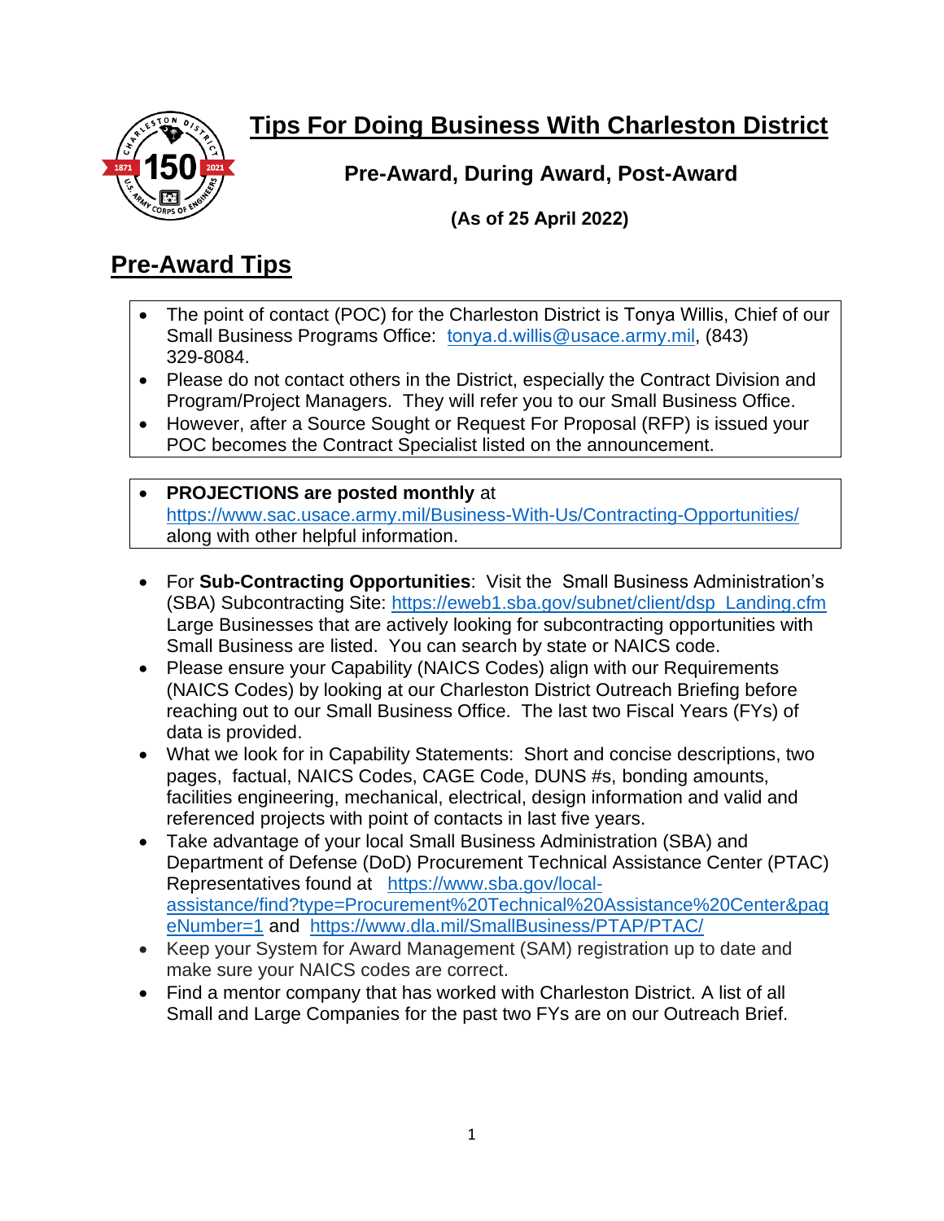# Tips For Doing Business With Charleston District

## Pre-Award, During Award, Post-Award

**(As of 25 April 2022)**

## Pre-Award Tips

- The point of contact (POC) for the Charleston District is Tonya Willis, Chief of our Small Business Programs Office: tonya.d.willis@usace.army.mil, (843) 329-8084.
- Please do not contact others in the District, especially the Contract Division and Program/Project Managers. They will refer you to our Small Business Office.
- However, after a Source Sought or Request For Proposal (RFP) is issued your POC becomes the Contract Specialist listed on the announcement.

- **PROJECTIONS are posted monthly** at https://www.sac.usace.army.mil/Business-With-Us/Contracting-Opportunities/ along with other helpful information.

- For **Sub-Contracting Opportunities**: Visit the Small Business Administration's (SBA) Subcontracting Site: https://eweb1.sba.gov/subnet/client/dsp_Landing.cfm Large Businesses that are actively looking for subcontracting opportunities with Small Business are listed. You can search by state or NAICS code.
- Please ensure your Capability (NAICS Codes) align with our Requirements (NAICS Codes) by looking at our Charleston District Outreach Briefing before reaching out to our Small Business Office. The last two Fiscal Years (FYs) of data is provided.
- What we look for in Capability Statements: Short and concise descriptions, two pages, factual, NAICS Codes, CAGE Code, DUNS #s, bonding amounts, facilities engineering, mechanical, electrical, design information and valid and referenced projects with point of contacts in last five years.
- Take advantage of your local Small Business Administration (SBA) and Department of Defense (DoD) Procurement Technical Assistance Center (PTAC) Representatives found at https://www.sba.gov/local-assistance/find?type=Procurement%20Technical%20Assistance%20Center&pageNumber=1 and https://www.dla.mil/SmallBusiness/PTAP/PTAC/
- Keep your System for Award Management (SAM) registration up to date and make sure your NAICS codes are correct.
- Find a mentor company that has worked with Charleston District. A list of all Small and Large Companies for the past two FYs are on our Outreach Brief.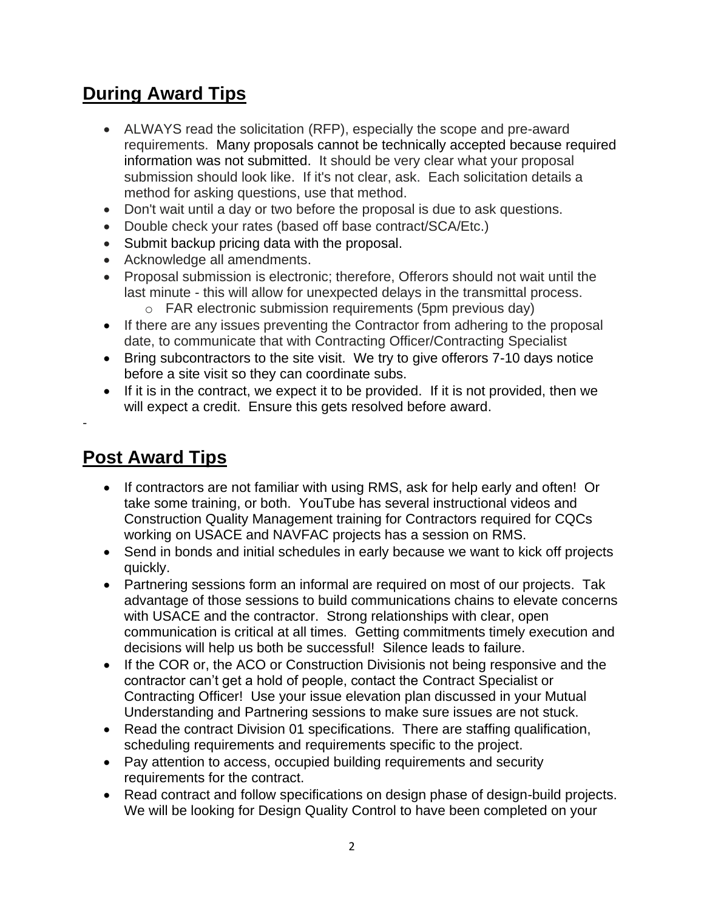## During Award Tips

- ALWAYS read the solicitation (RFP), especially the scope and pre-award requirements. Many proposals cannot be technically accepted because required information was not submitted. It should be very clear what your proposal submission should look like. If it's not clear, ask. Each solicitation details a method for asking questions, use that method.
- Don't wait until a day or two before the proposal is due to ask questions.
- Double check your rates (based off base contract/SCA/Etc.)
- Submit backup pricing data with the proposal.
- Acknowledge all amendments.
- Proposal submission is electronic; therefore, Offerors should not wait until the last minute - this will allow for unexpected delays in the transmittal process.
  - FAR electronic submission requirements (5pm previous day)
- If there are any issues preventing the Contractor from adhering to the proposal date, to communicate that with Contracting Officer/Contracting Specialist
- Bring subcontractors to the site visit. We try to give offerors 7-10 days notice before a site visit so they can coordinate subs.
- If it is in the contract, we expect it to be provided. If it is not provided, then we will expect a credit. Ensure this gets resolved before award.

-

## Post Award Tips

- If contractors are not familiar with using RMS, ask for help early and often! Or take some training, or both. YouTube has several instructional videos and Construction Quality Management training for Contractors required for CQCs working on USACE and NAVFAC projects has a session on RMS.
- Send in bonds and initial schedules in early because we want to kick off projects quickly.
- Partnering sessions form an informal are required on most of our projects. Tak advantage of those sessions to build communications chains to elevate concerns with USACE and the contractor. Strong relationships with clear, open communication is critical at all times. Getting commitments timely execution and decisions will help us both be successful! Silence leads to failure.
- If the COR or, the ACO or Construction Divisionis not being responsive and the contractor can't get a hold of people, contact the Contract Specialist or Contracting Officer! Use your issue elevation plan discussed in your Mutual Understanding and Partnering sessions to make sure issues are not stuck.
- Read the contract Division 01 specifications. There are staffing qualification, scheduling requirements and requirements specific to the project.
- Pay attention to access, occupied building requirements and security requirements for the contract.
- Read contract and follow specifications on design phase of design-build projects. We will be looking for Design Quality Control to have been completed on your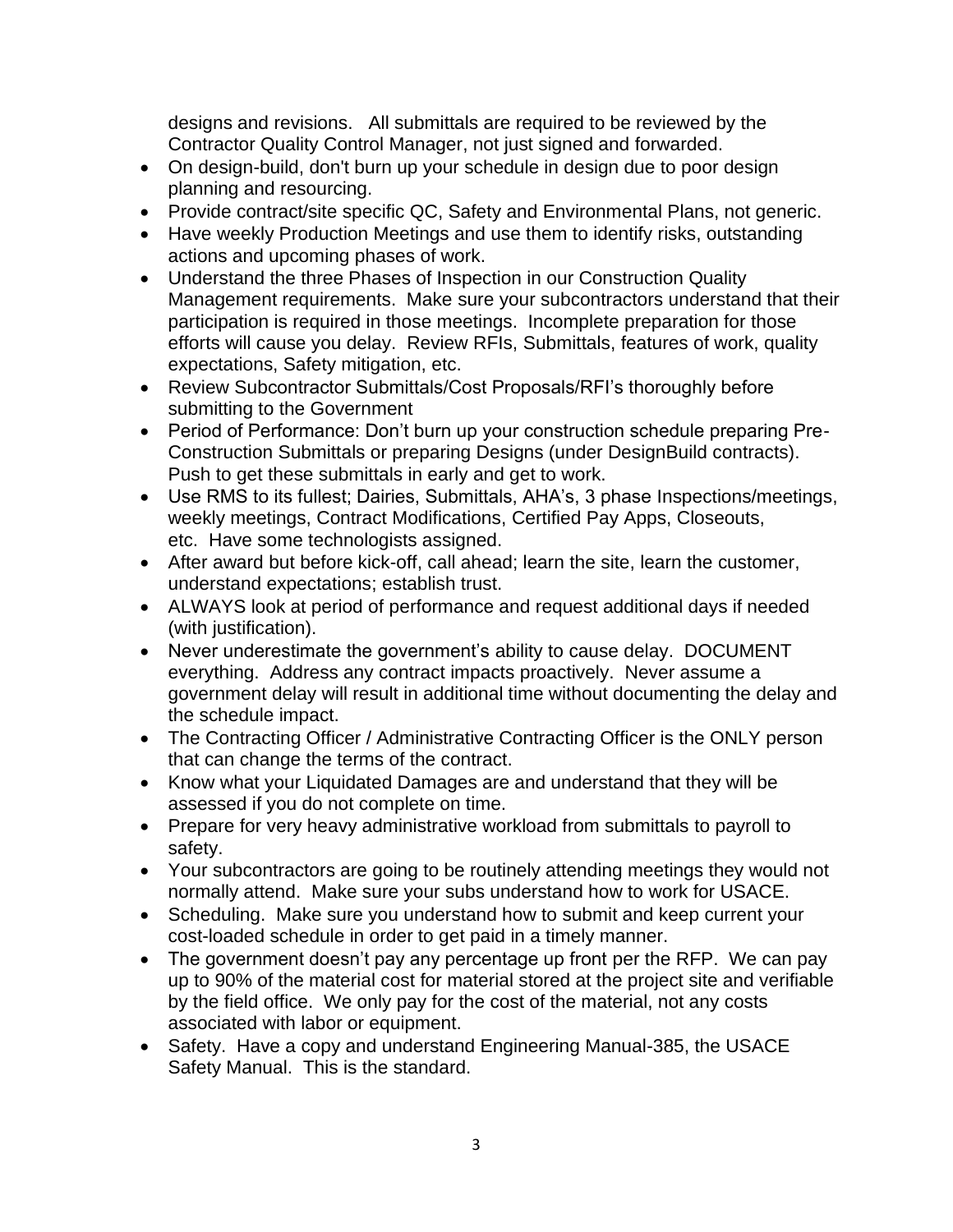designs and revisions. All submittals are required to be reviewed by the Contractor Quality Control Manager, not just signed and forwarded.

- On design-build, don't burn up your schedule in design due to poor design planning and resourcing.
- Provide contract/site specific QC, Safety and Environmental Plans, not generic.
- Have weekly Production Meetings and use them to identify risks, outstanding actions and upcoming phases of work.
- Understand the three Phases of Inspection in our Construction Quality Management requirements. Make sure your subcontractors understand that their participation is required in those meetings. Incomplete preparation for those efforts will cause you delay. Review RFIs, Submittals, features of work, quality expectations, Safety mitigation, etc.
- Review Subcontractor Submittals/Cost Proposals/RFI's thoroughly before submitting to the Government
- Period of Performance: Don't burn up your construction schedule preparing Pre-Construction Submittals or preparing Designs (under DesignBuild contracts). Push to get these submittals in early and get to work.
- Use RMS to its fullest; Dairies, Submittals, AHA's, 3 phase Inspections/meetings, weekly meetings, Contract Modifications, Certified Pay Apps, Closeouts, etc. Have some technologists assigned.
- After award but before kick-off, call ahead; learn the site, learn the customer, understand expectations; establish trust.
- ALWAYS look at period of performance and request additional days if needed (with justification).
- Never underestimate the government's ability to cause delay. DOCUMENT everything. Address any contract impacts proactively. Never assume a government delay will result in additional time without documenting the delay and the schedule impact.
- The Contracting Officer / Administrative Contracting Officer is the ONLY person that can change the terms of the contract.
- Know what your Liquidated Damages are and understand that they will be assessed if you do not complete on time.
- Prepare for very heavy administrative workload from submittals to payroll to safety.
- Your subcontractors are going to be routinely attending meetings they would not normally attend. Make sure your subs understand how to work for USACE.
- Scheduling. Make sure you understand how to submit and keep current your cost-loaded schedule in order to get paid in a timely manner.
- The government doesn't pay any percentage up front per the RFP. We can pay up to 90% of the material cost for material stored at the project site and verifiable by the field office. We only pay for the cost of the material, not any costs associated with labor or equipment.
- Safety. Have a copy and understand Engineering Manual-385, the USACE Safety Manual. This is the standard.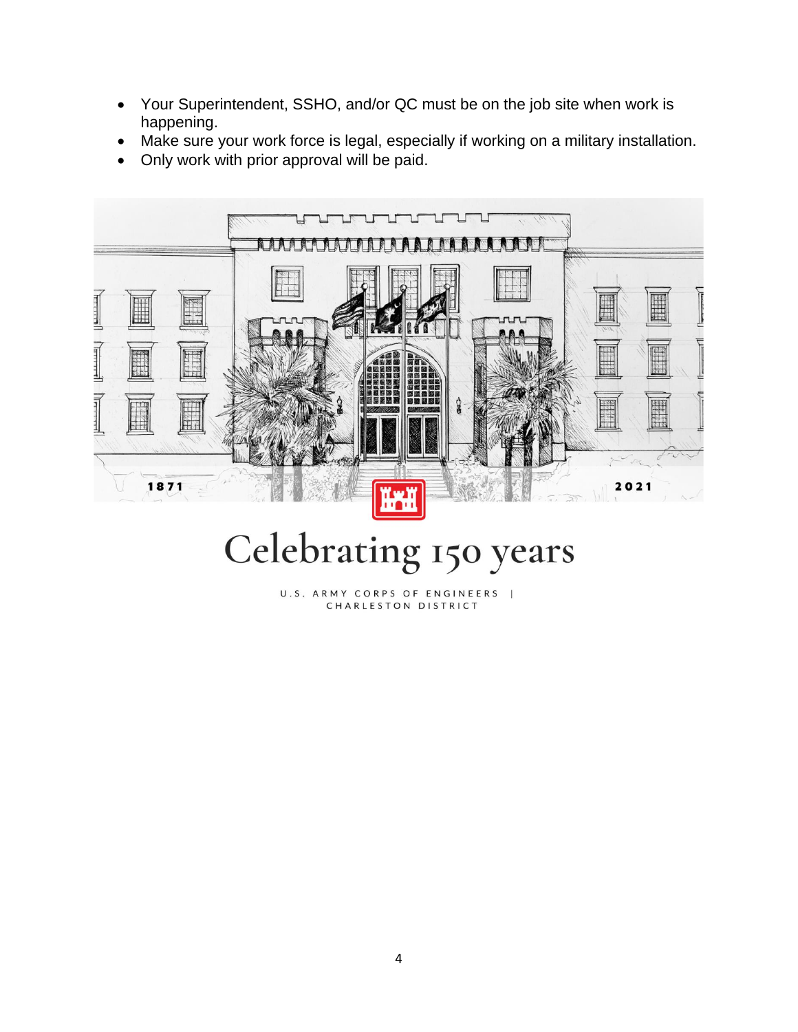- Your Superintendent, SSHO, and/or QC must be on the job site when work is happening.
- Make sure your work force is legal, especially if working on a military installation.
- Only work with prior approval will be paid.

1871

2021

Celebrating 150 years

U.S. ARMY CORPS OF ENGINEERS | CHARLESTON DISTRICT